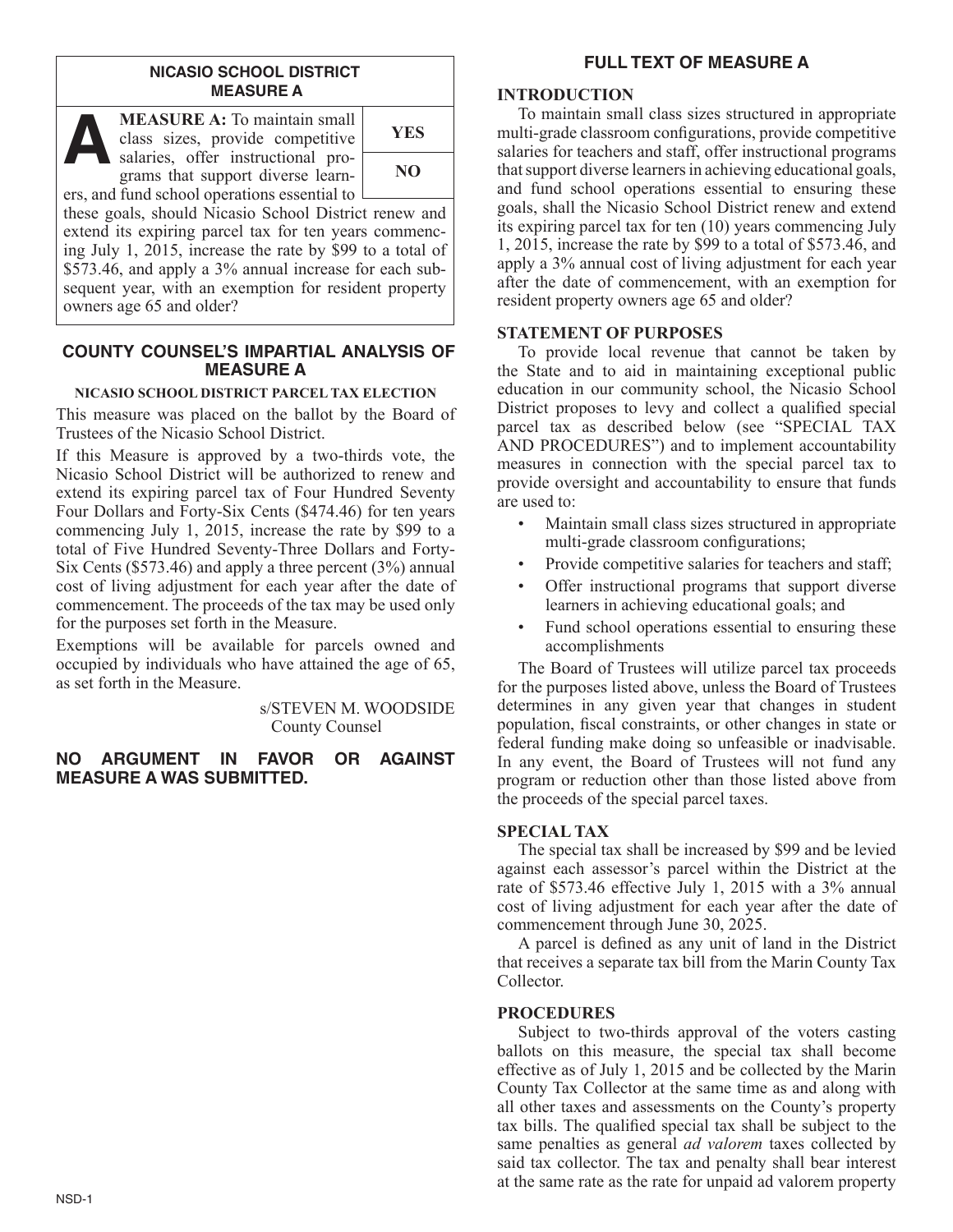## NICASIO SCHOOL DISTRICT MEASURE A

| **MEASURE A:** To maintain small class sizes, provide competitive salaries, offer instructional programs that support diverse learners, and fund school operations essential to these goals, should Nicasio School District renew and extend its expiring parcel tax for ten years commencing July 1, 2015, increase the rate by $99 to a total of $573.46, and apply a 3% annual increase for each subsequent year, with an exemption for resident property owners age 65 and older? | **YES** |
| --- | --- |
| | **NO** |

## COUNTY COUNSEL'S IMPARTIAL ANALYSIS OF MEASURE A

### NICASIO SCHOOL DISTRICT PARCEL TAX ELECTION

This measure was placed on the ballot by the Board of Trustees of the Nicasio School District.

If this Measure is approved by a two-thirds vote, the Nicasio School District will be authorized to renew and extend its expiring parcel tax of Four Hundred Seventy Four Dollars and Forty-Six Cents ($474.46) for ten years commencing July 1, 2015, increase the rate by $99 to a total of Five Hundred Seventy-Three Dollars and Forty-Six Cents ($573.46) and apply a three percent (3%) annual cost of living adjustment for each year after the date of commencement. The proceeds of the tax may be used only for the purposes set forth in the Measure.

Exemptions will be available for parcels owned and occupied by individuals who have attained the age of 65, as set forth in the Measure.

s/STEVEN M. WOODSIDE
County Counsel

**NO ARGUMENT IN FAVOR OR AGAINST MEASURE A WAS SUBMITTED.**

## FULL TEXT OF MEASURE A

### INTRODUCTION

To maintain small class sizes structured in appropriate multi-grade classroom configurations, provide competitive salaries for teachers and staff, offer instructional programs that support diverse learners in achieving educational goals, and fund school operations essential to ensuring these goals, shall the Nicasio School District renew and extend its expiring parcel tax for ten (10) years commencing July 1, 2015, increase the rate by $99 to a total of $573.46, and apply a 3% annual cost of living adjustment for each year after the date of commencement, with an exemption for resident property owners age 65 and older?

### STATEMENT OF PURPOSES

To provide local revenue that cannot be taken by the State and to aid in maintaining exceptional public education in our community school, the Nicasio School District proposes to levy and collect a qualified special parcel tax as described below (see "SPECIAL TAX AND PROCEDURES") and to implement accountability measures in connection with the special parcel tax to provide oversight and accountability to ensure that funds are used to:

- Maintain small class sizes structured in appropriate multi-grade classroom configurations;
- Provide competitive salaries for teachers and staff;
- Offer instructional programs that support diverse learners in achieving educational goals; and
- Fund school operations essential to ensuring these accomplishments

The Board of Trustees will utilize parcel tax proceeds for the purposes listed above, unless the Board of Trustees determines in any given year that changes in student population, fiscal constraints, or other changes in state or federal funding make doing so unfeasible or inadvisable. In any event, the Board of Trustees will not fund any program or reduction other than those listed above from the proceeds of the special parcel taxes.

### SPECIAL TAX

The special tax shall be increased by $99 and be levied against each assessor's parcel within the District at the rate of $573.46 effective July 1, 2015 with a 3% annual cost of living adjustment for each year after the date of commencement through June 30, 2025.

A parcel is defined as any unit of land in the District that receives a separate tax bill from the Marin County Tax Collector.

### PROCEDURES

Subject to two-thirds approval of the voters casting ballots on this measure, the special tax shall become effective as of July 1, 2015 and be collected by the Marin County Tax Collector at the same time as and along with all other taxes and assessments on the County's property tax bills. The qualified special tax shall be subject to the same penalties as general *ad valorem* taxes collected by said tax collector. The tax and penalty shall bear interest at the same rate as the rate for unpaid ad valorem property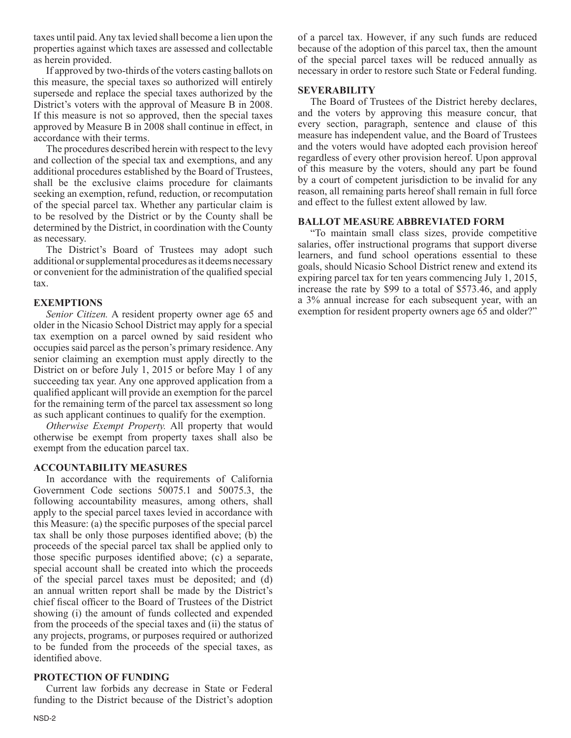taxes until paid. Any tax levied shall become a lien upon the properties against which taxes are assessed and collectable as herein provided.

If approved by two-thirds of the voters casting ballots on this measure, the special taxes so authorized will entirely supersede and replace the special taxes authorized by the District's voters with the approval of Measure B in 2008. If this measure is not so approved, then the special taxes approved by Measure B in 2008 shall continue in effect, in accordance with their terms.

The procedures described herein with respect to the levy and collection of the special tax and exemptions, and any additional procedures established by the Board of Trustees, shall be the exclusive claims procedure for claimants seeking an exemption, refund, reduction, or recomputation of the special parcel tax. Whether any particular claim is to be resolved by the District or by the County shall be determined by the District, in coordination with the County as necessary.

The District's Board of Trustees may adopt such additional or supplemental procedures as it deems necessary or convenient for the administration of the qualified special tax.

**EXEMPTIONS**

*Senior Citizen.* A resident property owner age 65 and older in the Nicasio School District may apply for a special tax exemption on a parcel owned by said resident who occupies said parcel as the person's primary residence. Any senior claiming an exemption must apply directly to the District on or before July 1, 2015 or before May 1 of any succeeding tax year. Any one approved application from a qualified applicant will provide an exemption for the parcel for the remaining term of the parcel tax assessment so long as such applicant continues to qualify for the exemption.

*Otherwise Exempt Property.* All property that would otherwise be exempt from property taxes shall also be exempt from the education parcel tax.

**ACCOUNTABILITY MEASURES**

In accordance with the requirements of California Government Code sections 50075.1 and 50075.3, the following accountability measures, among others, shall apply to the special parcel taxes levied in accordance with this Measure: (a) the specific purposes of the special parcel tax shall be only those purposes identified above; (b) the proceeds of the special parcel tax shall be applied only to those specific purposes identified above; (c) a separate, special account shall be created into which the proceeds of the special parcel taxes must be deposited; and (d) an annual written report shall be made by the District's chief fiscal officer to the Board of Trustees of the District showing (i) the amount of funds collected and expended from the proceeds of the special taxes and (ii) the status of any projects, programs, or purposes required or authorized to be funded from the proceeds of the special taxes, as identified above.

**PROTECTION OF FUNDING**

Current law forbids any decrease in State or Federal funding to the District because of the District's adoption of a parcel tax. However, if any such funds are reduced because of the adoption of this parcel tax, then the amount of the special parcel taxes will be reduced annually as necessary in order to restore such State or Federal funding.

**SEVERABILITY**

The Board of Trustees of the District hereby declares, and the voters by approving this measure concur, that every section, paragraph, sentence and clause of this measure has independent value, and the Board of Trustees and the voters would have adopted each provision hereof regardless of every other provision hereof. Upon approval of this measure by the voters, should any part be found by a court of competent jurisdiction to be invalid for any reason, all remaining parts hereof shall remain in full force and effect to the fullest extent allowed by law.

**BALLOT MEASURE ABBREVIATED FORM**

"To maintain small class sizes, provide competitive salaries, offer instructional programs that support diverse learners, and fund school operations essential to these goals, should Nicasio School District renew and extend its expiring parcel tax for ten years commencing July 1, 2015, increase the rate by $99 to a total of $573.46, and apply a 3% annual increase for each subsequent year, with an exemption for resident property owners age 65 and older?"